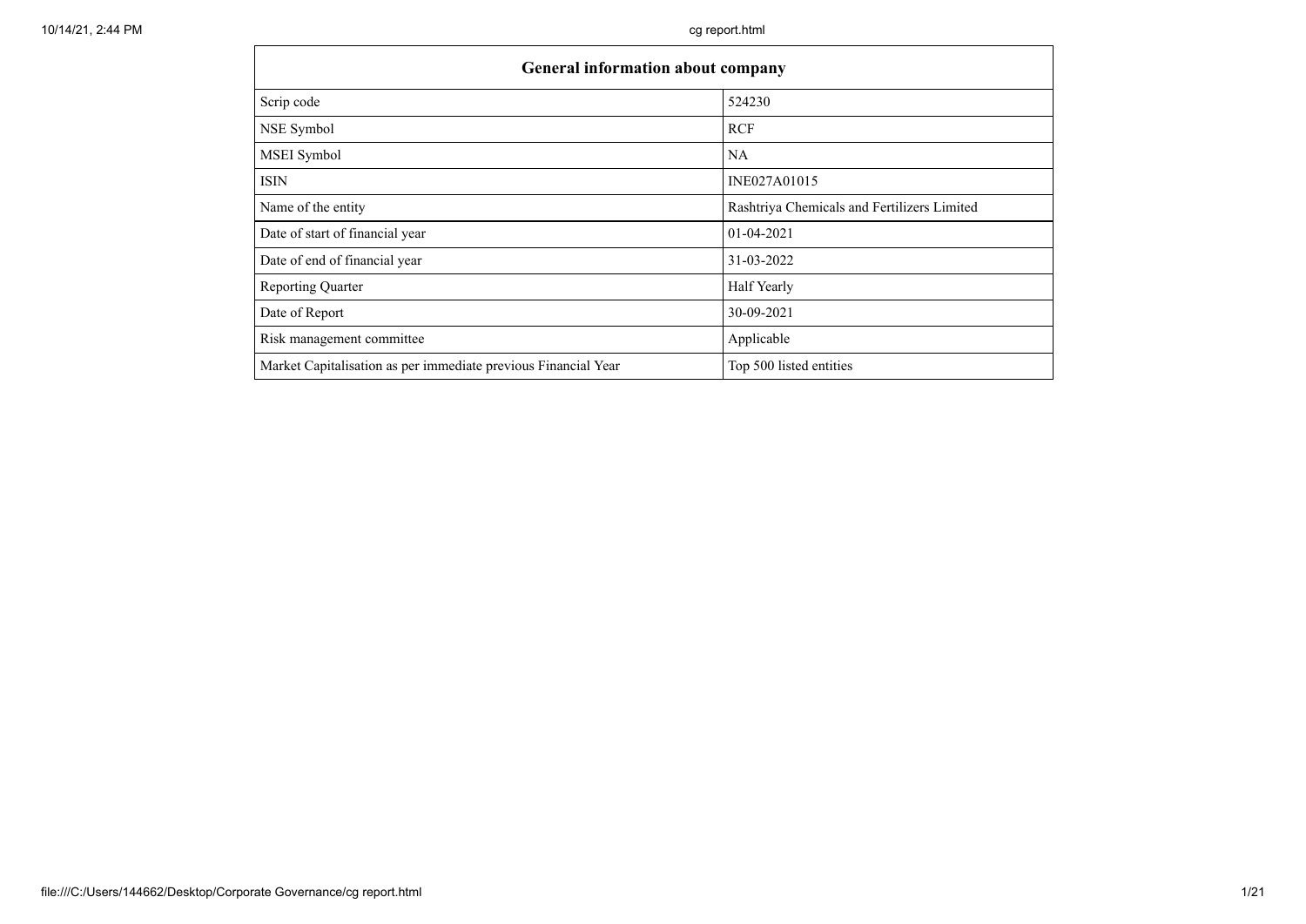| General information about company | |
|---|---|
| Scrip code | 524230 |
| NSE Symbol | RCF |
| MSEI Symbol | NA |
| ISIN | INE027A01015 |
| Name of the entity | Rashtriya Chemicals and Fertilizers Limited |
| Date of start of financial year | 01-04-2021 |
| Date of end of financial year | 31-03-2022 |
| Reporting Quarter | Half Yearly |
| Date of Report | 30-09-2021 |
| Risk management committee | Applicable |
| Market Capitalisation as per immediate previous Financial Year | Top 500 listed entities |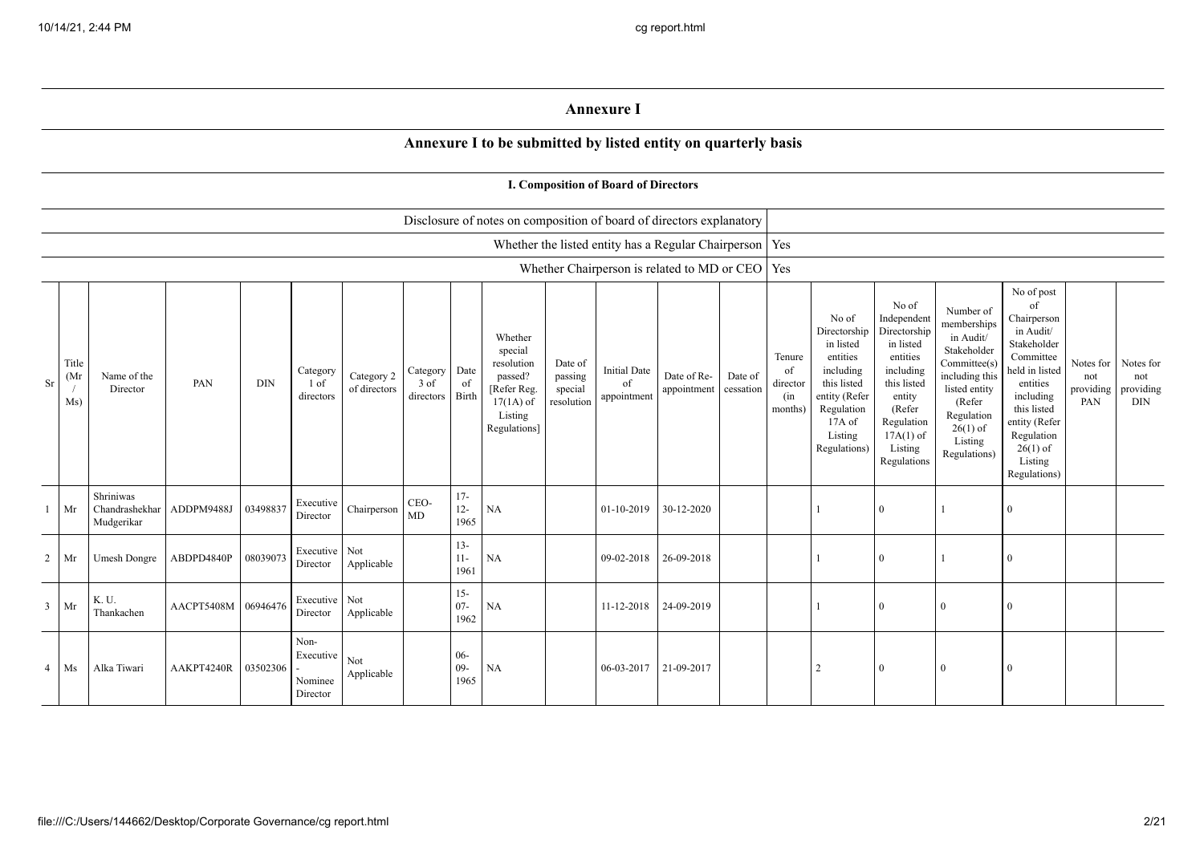# Annexure I

## Annexure I to be submitted by listed entity on quarterly basis

### I. Composition of Board of Directors

| | |
|---|---|
| Disclosure of notes on composition of board of directors explanatory | |
| Whether the listed entity has a Regular Chairperson | Yes |
| Whether Chairperson is related to MD or CEO | Yes |

| Sr | Title (Mr / Ms) | Name of the Director | PAN | DIN | Category 1 of directors | Category 2 of directors | Category 3 of directors | Date of Birth | Whether special resolution passed? [Refer Reg. 17(1A) of Listing Regulations] | Date of passing special resolution | Initial Date of appointment | Date of Re-appointment | Date of cessation | Tenure of director (in months) | No of Directorship in listed entities including this listed entity (Refer Regulation 17A of Listing Regulations) | No of Independent Directorship in listed entities including this listed entity (Refer Regulation 17A(1) of Listing Regulations | Number of memberships in Audit/ Stakeholder Committee(s) including this listed entity (Refer Regulation 26(1) of Listing Regulations) | No of post of Chairperson in Audit/ Stakeholder Committee held in listed entities including this listed entity (Refer Regulation 26(1) of Listing Regulations) | Notes for not providing PAN | Notes for not providing DIN |
|---|---|---|---|---|---|---|---|---|---|---|---|---|---|---|---|---|---|---|---|---|
| 1 | Mr | Shriniwas Chandrashekhar Mudgerikar | ADDPM9488J | 03498837 | Executive Director | Chairperson | CEO-MD | 17-12-1965 | NA | | 01-10-2019 | 30-12-2020 | | | 1 | 0 | 1 | 0 | | |
| 2 | Mr | Umesh Dongre | ABDPD4840P | 08039073 | Executive Director | Not Applicable | | 13-11-1961 | NA | | 09-02-2018 | 26-09-2018 | | | 1 | 0 | 1 | 0 | | |
| 3 | Mr | K. U. Thankachen | AACPT5408M | 06946476 | Executive Director | Not Applicable | | 15-07-1962 | NA | | 11-12-2018 | 24-09-2019 | | | 1 | 0 | 0 | 0 | | |
| 4 | Ms | Alka Tiwari | AAKPT4240R | 03502306 | Non-Executive - Nominee Director | Not Applicable | | 06-09-1965 | NA | | 06-03-2017 | 21-09-2017 | | | 2 | 0 | 0 | 0 | | |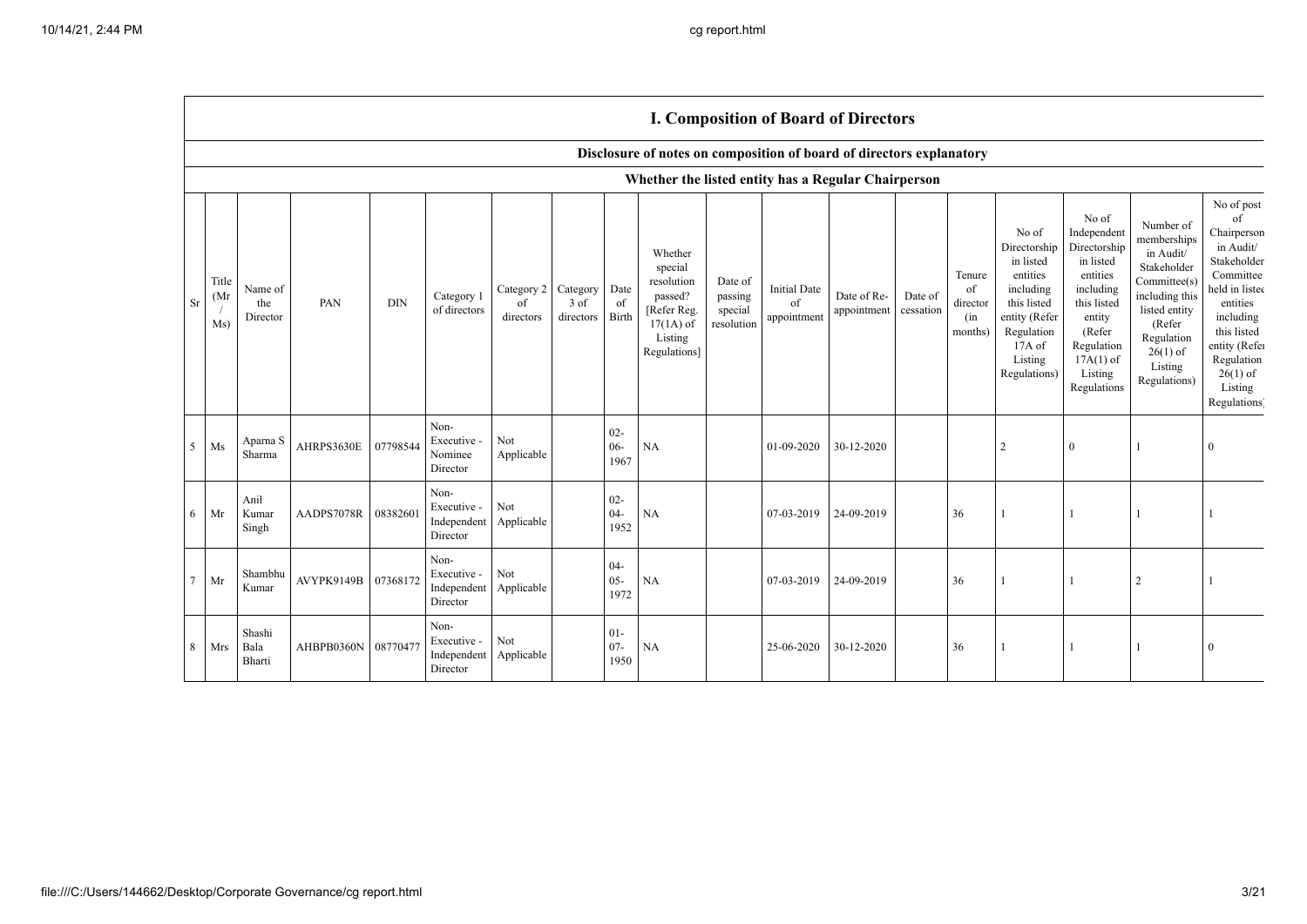## I. Composition of Board of Directors

### Disclosure of notes on composition of board of directors explanatory

### Whether the listed entity has a Regular Chairperson

| Sr | Title (Mr / Ms) | Name of the Director | PAN | DIN | Category 1 of directors | Category 2 of directors | Category 3 of directors | Date of Birth | Whether special resolution passed? [Refer Reg. 17(1A) of Listing Regulations] | Date of passing special resolution | Initial Date of appointment | Date of Re-appointment | Date of cessation | Tenure of director (in months) | No of Directorship in listed entities including this listed entity (Refer Regulation 17A of Listing Regulations) | No of Independent Directorship in listed entities including this listed entity (Refer Regulation 17A(1) of Listing Regulations | Number of memberships in Audit/ Stakeholder Committee(s) including this listed entity (Refer Regulation 26(1) of Listing Regulations) | No of post of Chairperson in Audit/ Stakeholder Committee held in listed entities including this listed entity (Refer Regulation 26(1) of Listing Regulations) |
|---|---|---|---|---|---|---|---|---|---|---|---|---|---|---|---|---|---|---|
| 5 | Ms | Aparna S Sharma | AHRPS3630E | 07798544 | Non-Executive - Nominee Director | Not Applicable | | 02-06-1967 | NA | | 01-09-2020 | 30-12-2020 | | | 2 | 0 | 1 | 0 |
| 6 | Mr | Anil Kumar Singh | AADPS7078R | 08382601 | Non-Executive - Independent Director | Not Applicable | | 02-04-1952 | NA | | 07-03-2019 | 24-09-2019 | | 36 | 1 | 1 | 1 | 1 |
| 7 | Mr | Shambhu Kumar | AVYPK9149B | 07368172 | Non-Executive - Independent Director | Not Applicable | | 04-05-1972 | NA | | 07-03-2019 | 24-09-2019 | | 36 | 1 | 1 | 2 | 1 |
| 8 | Mrs | Shashi Bala Bharti | AHBPB0360N | 08770477 | Non-Executive - Independent Director | Not Applicable | | 01-07-1950 | NA | | 25-06-2020 | 30-12-2020 | | 36 | 1 | 1 | 1 | 0 |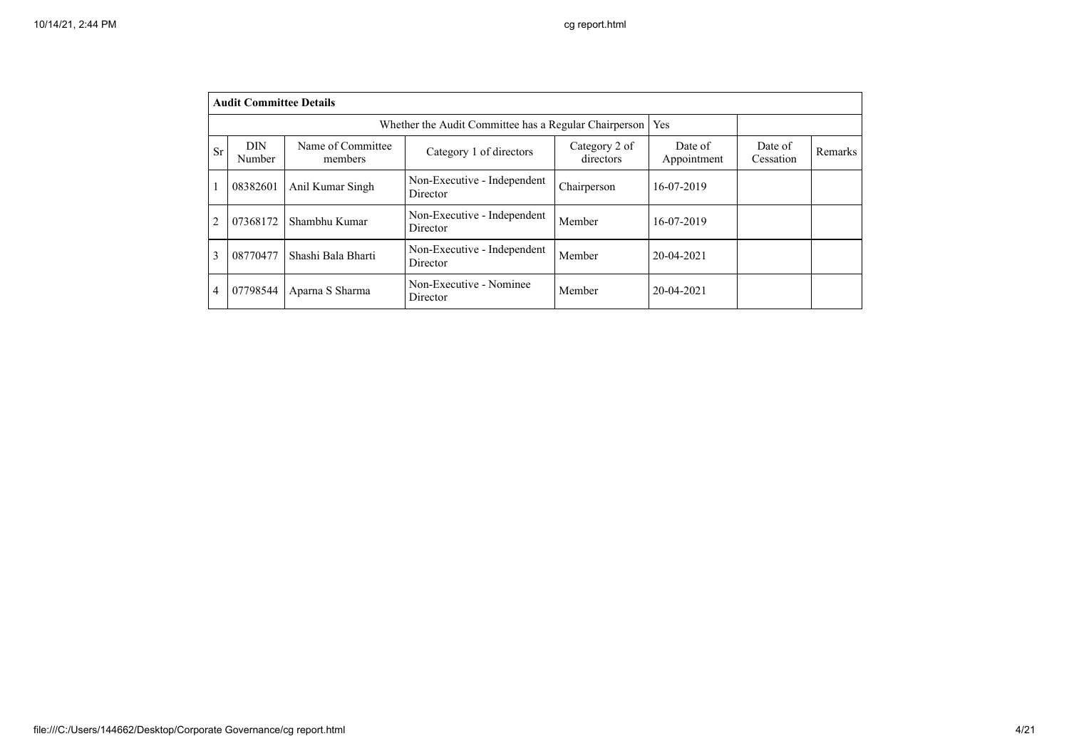| Audit Committee Details | | | | | | | |
|---|---|---|---|---|---|---|---|
| Whether the Audit Committee has a Regular Chairperson | | | | | Yes | | |
| Sr | DIN Number | Name of Committee members | Category 1 of directors | Category 2 of directors | Date of Appointment | Date of Cessation | Remarks |
| 1 | 08382601 | Anil Kumar Singh | Non-Executive - Independent Director | Chairperson | 16-07-2019 | | |
| 2 | 07368172 | Shambhu Kumar | Non-Executive - Independent Director | Member | 16-07-2019 | | |
| 3 | 08770477 | Shashi Bala Bharti | Non-Executive - Independent Director | Member | 20-04-2021 | | |
| 4 | 07798544 | Aparna S Sharma | Non-Executive - Nominee Director | Member | 20-04-2021 | | |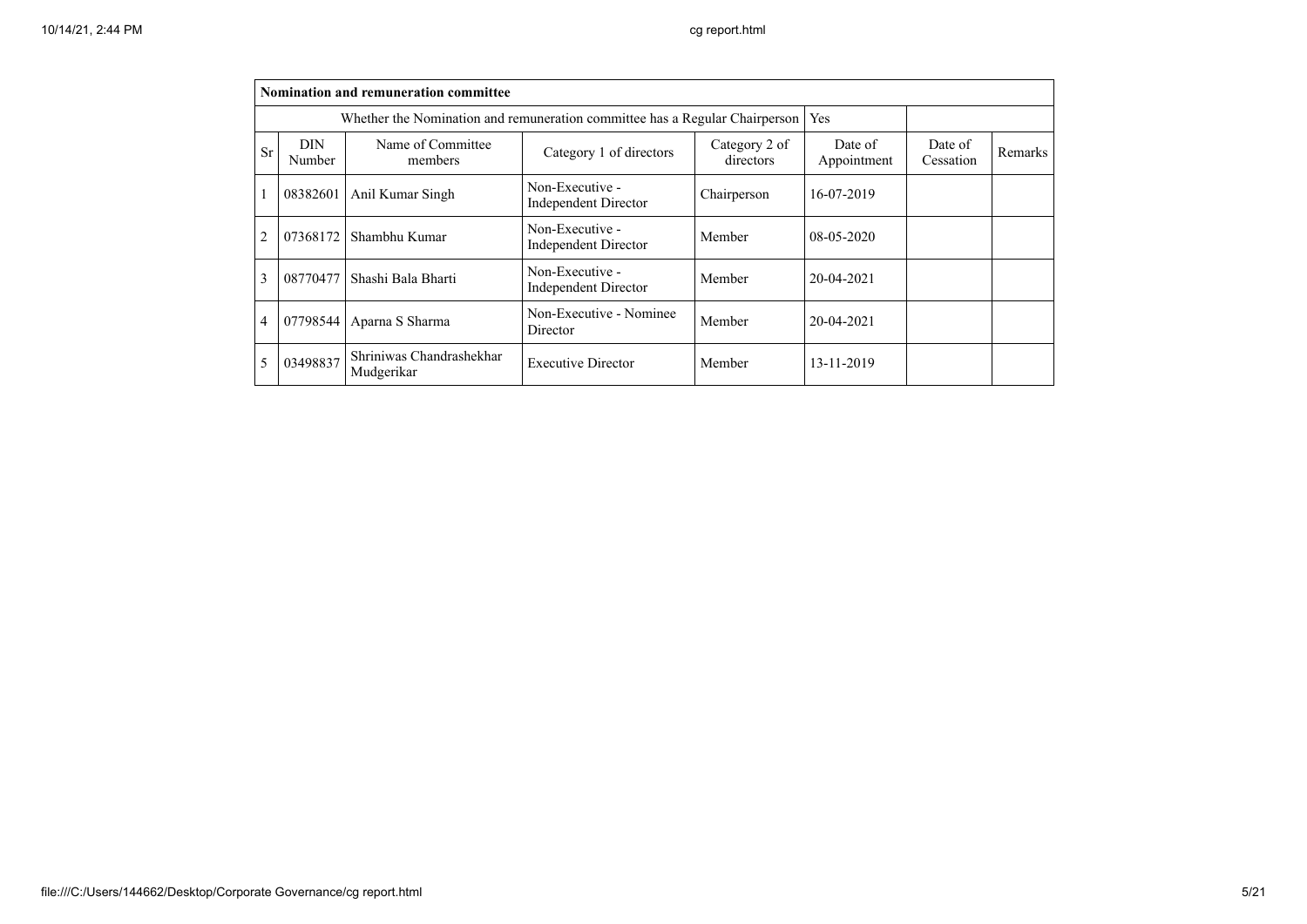| Nomination and remuneration committee | | | | | | | |
|---|---|---|---|---|---|---|---|
| Whether the Nomination and remuneration committee has a Regular Chairperson | | | | | Yes | | |
| Sr | DIN Number | Name of Committee members | Category 1 of directors | Category 2 of directors | Date of Appointment | Date of Cessation | Remarks |
| 1 | 08382601 | Anil Kumar Singh | Non-Executive - Independent Director | Chairperson | 16-07-2019 | | |
| 2 | 07368172 | Shambhu Kumar | Non-Executive - Independent Director | Member | 08-05-2020 | | |
| 3 | 08770477 | Shashi Bala Bharti | Non-Executive - Independent Director | Member | 20-04-2021 | | |
| 4 | 07798544 | Aparna S Sharma | Non-Executive - Nominee Director | Member | 20-04-2021 | | |
| 5 | 03498837 | Shriniwas Chandrashekhar Mudgerikar | Executive Director | Member | 13-11-2019 | | |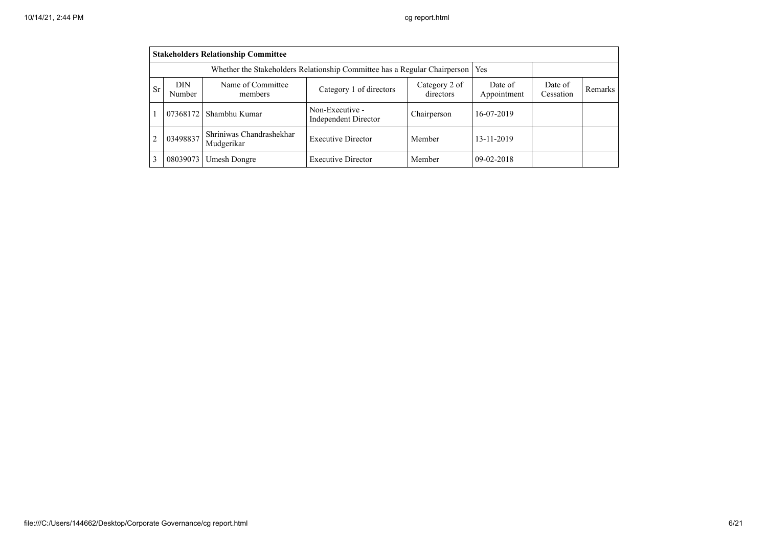| Stakeholders Relationship Committee | | | | | | | |
|---|---|---|---|---|---|---|---|
| Whether the Stakeholders Relationship Committee has a Regular Chairperson | | | | | Yes | | |
| Sr | DIN Number | Name of Committee members | Category 1 of directors | Category 2 of directors | Date of Appointment | Date of Cessation | Remarks |
| 1 | 07368172 | Shambhu Kumar | Non-Executive - Independent Director | Chairperson | 16-07-2019 | | |
| 2 | 03498837 | Shriniwas Chandrashekhar Mudgerikar | Executive Director | Member | 13-11-2019 | | |
| 3 | 08039073 | Umesh Dongre | Executive Director | Member | 09-02-2018 | | |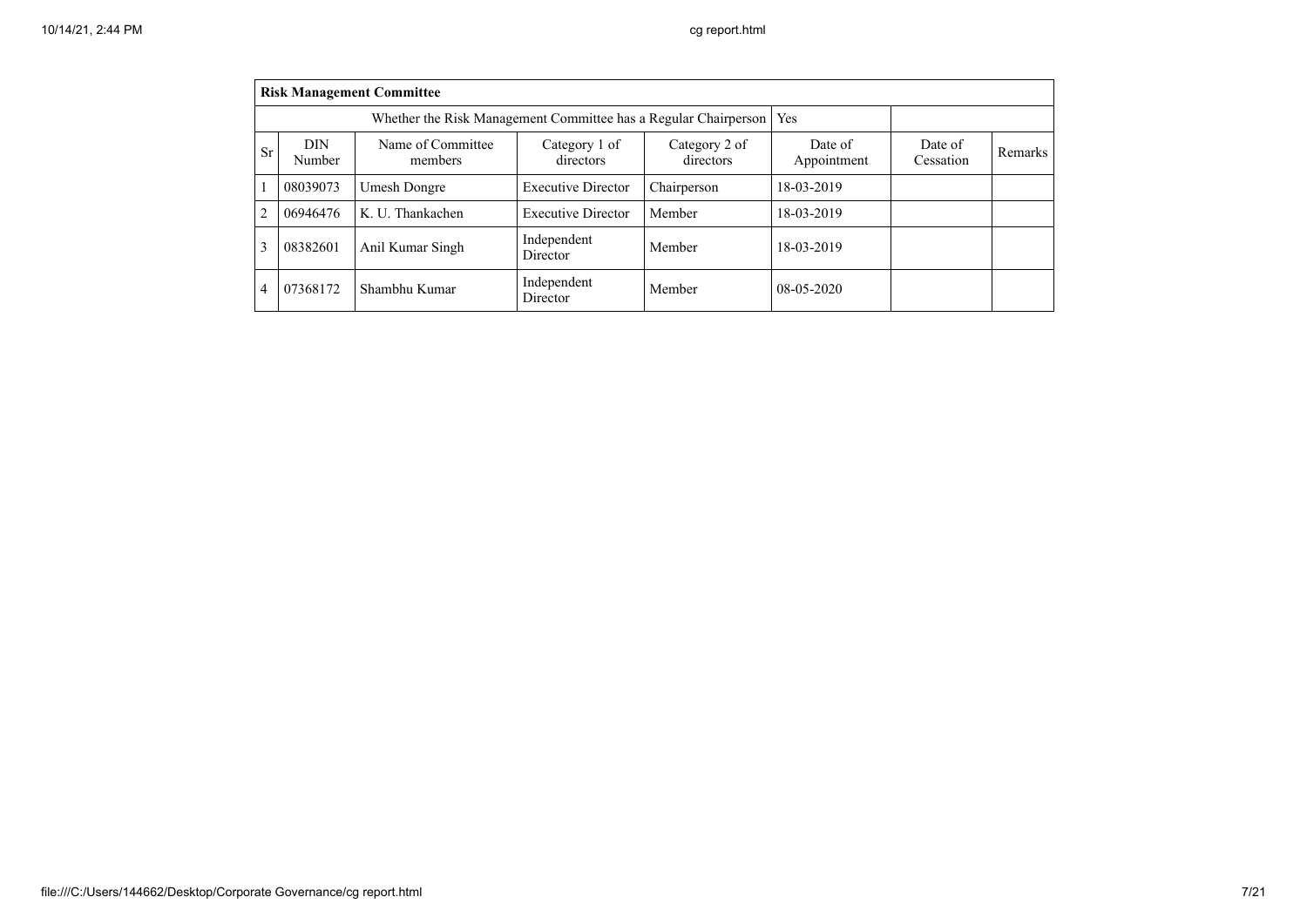| **Risk Management Committee** | | | | | | | |
|---|---|---|---|---|---|---|---|
| Whether the Risk Management Committee has a Regular Chairperson | | | | | Yes | | |
| Sr | DIN Number | Name of Committee members | Category 1 of directors | Category 2 of directors | Date of Appointment | Date of Cessation | Remarks |
| 1 | 08039073 | Umesh Dongre | Executive Director | Chairperson | 18-03-2019 | | |
| 2 | 06946476 | K. U. Thankachen | Executive Director | Member | 18-03-2019 | | |
| 3 | 08382601 | Anil Kumar Singh | Independent Director | Member | 18-03-2019 | | |
| 4 | 07368172 | Shambhu Kumar | Independent Director | Member | 08-05-2020 | | |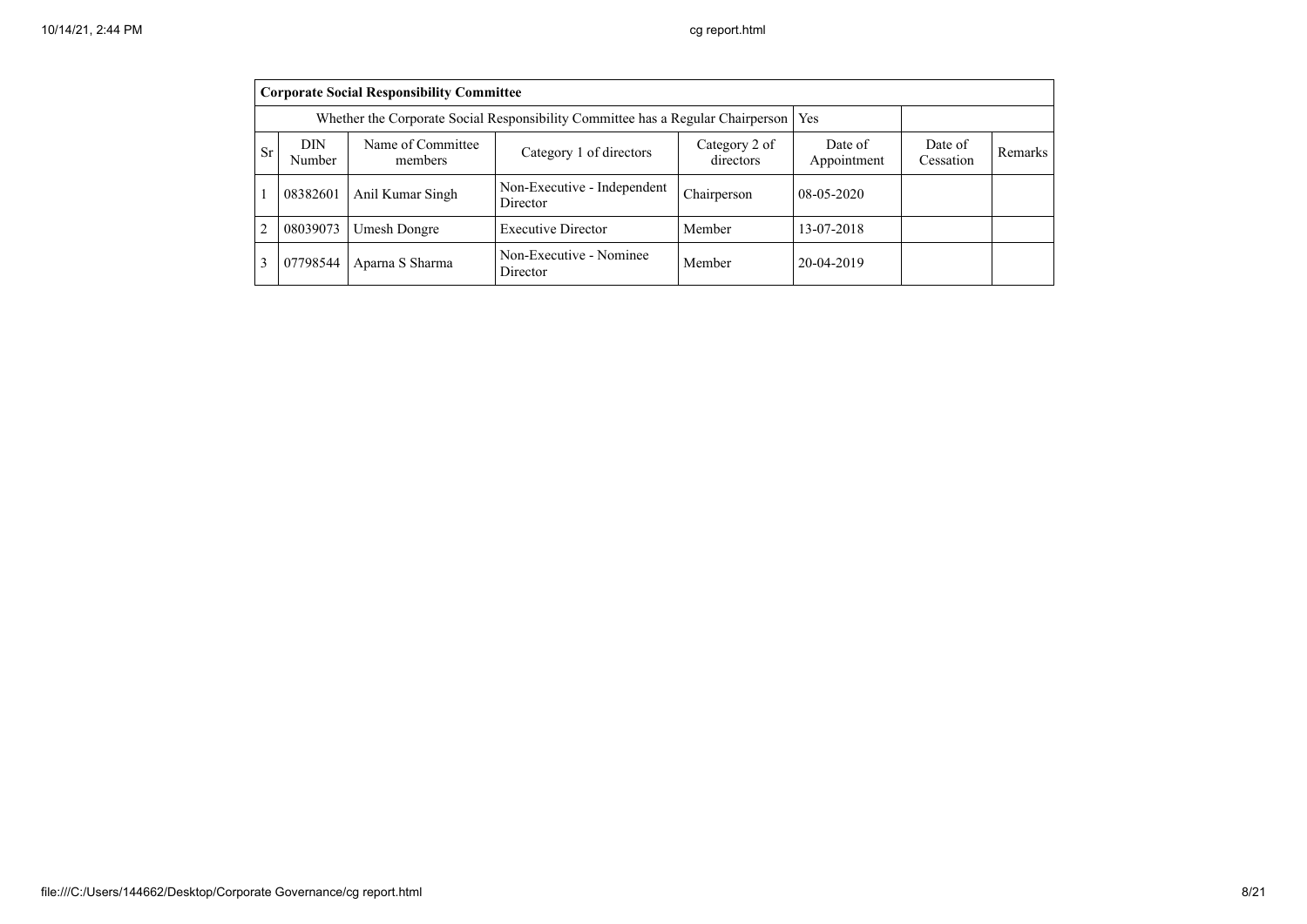| Corporate Social Responsibility Committee | | | | | | | |
|---|---|---|---|---|---|---|---|
| Whether the Corporate Social Responsibility Committee has a Regular Chairperson | | | | | Yes | | |
| Sr | DIN Number | Name of Committee members | Category 1 of directors | Category 2 of directors | Date of Appointment | Date of Cessation | Remarks |
| 1 | 08382601 | Anil Kumar Singh | Non-Executive - Independent Director | Chairperson | 08-05-2020 | | |
| 2 | 08039073 | Umesh Dongre | Executive Director | Member | 13-07-2018 | | |
| 3 | 07798544 | Aparna S Sharma | Non-Executive - Nominee Director | Member | 20-04-2019 | | |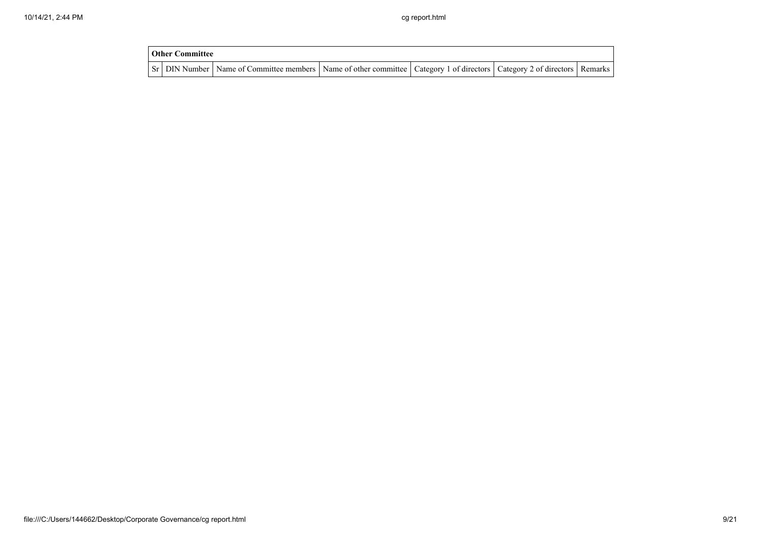| Other Committee | | | | | | |
|---|---|---|---|---|---|---|
| Sr | DIN Number | Name of Committee members | Name of other committee | Category 1 of directors | Category 2 of directors | Remarks |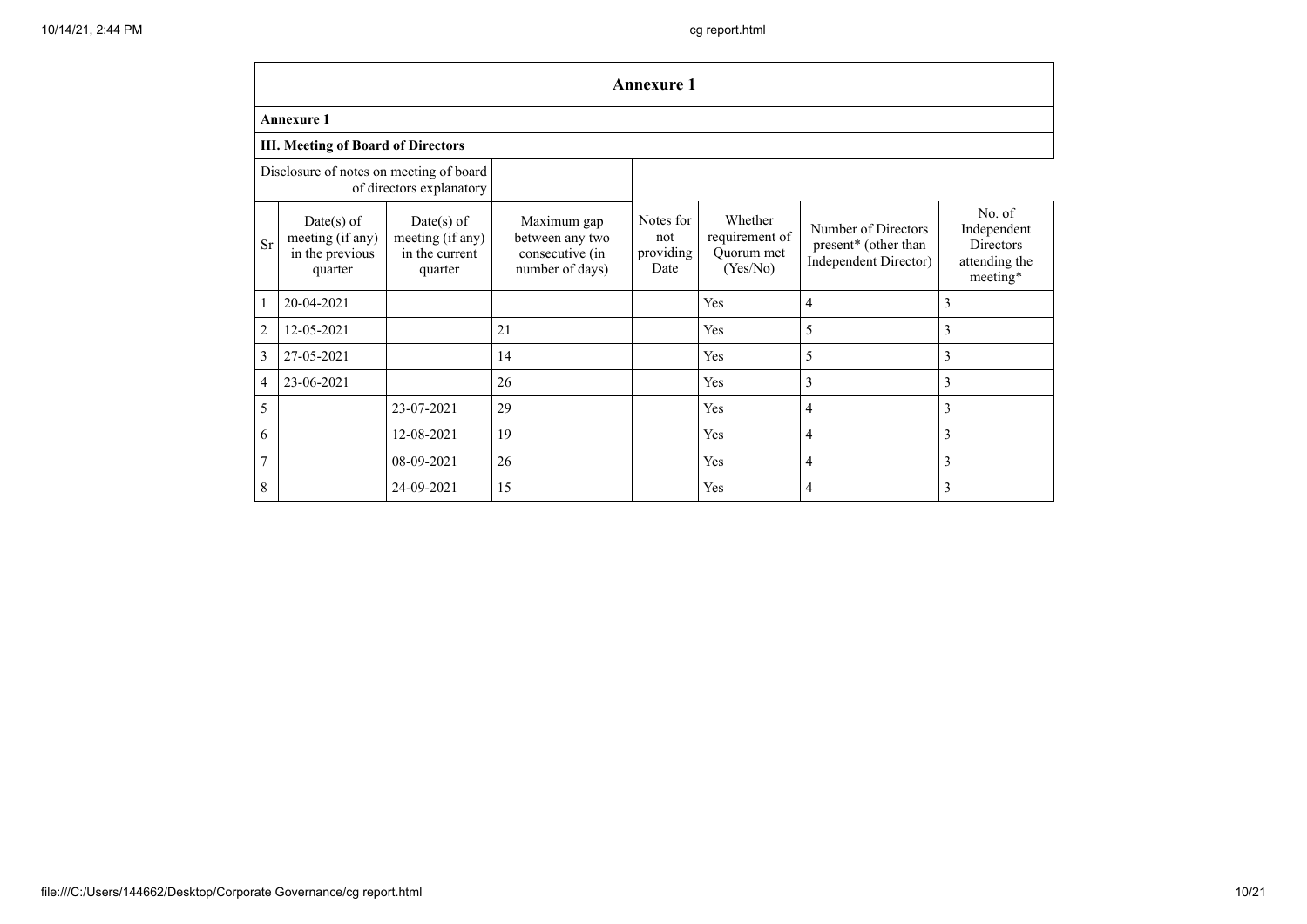## Annexure 1

### Annexure 1

### III. Meeting of Board of Directors

| Disclosure of notes on meeting of board of directors explanatory | | | | | | | |
|---|---|---|---|---|---|---|---|
| **Sr** | **Date(s) of meeting (if any) in the previous quarter** | **Date(s) of meeting (if any) in the current quarter** | **Maximum gap between any two consecutive (in number of days)** | **Notes for not providing Date** | **Whether requirement of Quorum met (Yes/No)** | **Number of Directors present* (other than Independent Director)** | **No. of Independent Directors attending the meeting*** |
| 1 | 20-04-2021 | | | | Yes | 4 | 3 |
| 2 | 12-05-2021 | | 21 | | Yes | 5 | 3 |
| 3 | 27-05-2021 | | 14 | | Yes | 5 | 3 |
| 4 | 23-06-2021 | | 26 | | Yes | 3 | 3 |
| 5 | | 23-07-2021 | 29 | | Yes | 4 | 3 |
| 6 | | 12-08-2021 | 19 | | Yes | 4 | 3 |
| 7 | | 08-09-2021 | 26 | | Yes | 4 | 3 |
| 8 | | 24-09-2021 | 15 | | Yes | 4 | 3 |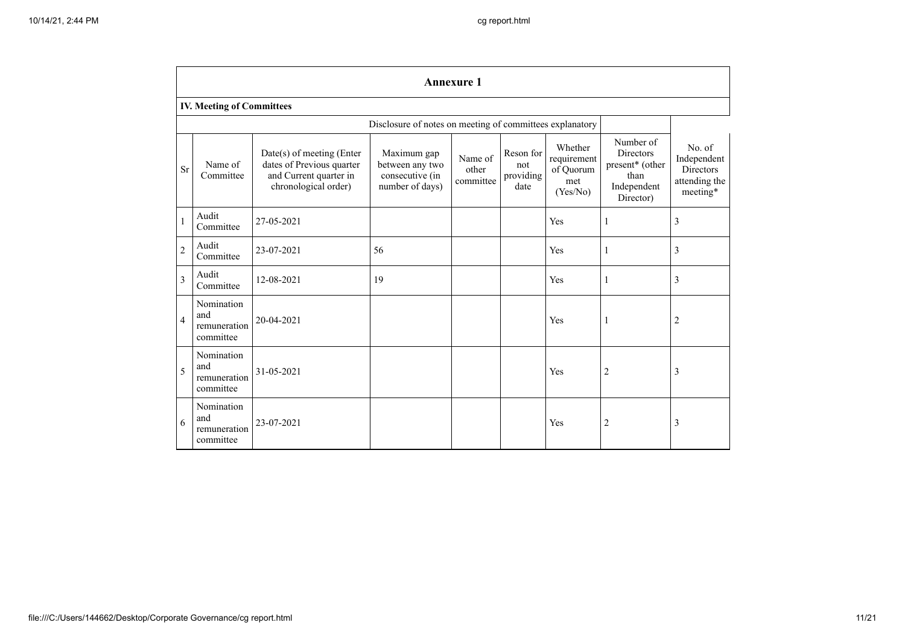## Annexure 1

### IV. Meeting of Committees

| Sr | Name of Committee | Date(s) of meeting (Enter dates of Previous quarter and Current quarter in chronological order) | Maximum gap between any two consecutive (in number of days) | Name of other committee | Reson for not providing date | Whether requirement of Quorum met (Yes/No) | Number of Directors present* (other than Independent Director) | No. of Independent Directors attending the meeting* |
|---|---|---|---|---|---|---|---|---|
| | | Disclosure of notes on meeting of committees explanatory | | | | | | |
| 1 | Audit Committee | 27-05-2021 | | | | Yes | 1 | 3 |
| 2 | Audit Committee | 23-07-2021 | 56 | | | Yes | 1 | 3 |
| 3 | Audit Committee | 12-08-2021 | 19 | | | Yes | 1 | 3 |
| 4 | Nomination and remuneration committee | 20-04-2021 | | | | Yes | 1 | 2 |
| 5 | Nomination and remuneration committee | 31-05-2021 | | | | Yes | 2 | 3 |
| 6 | Nomination and remuneration committee | 23-07-2021 | | | | Yes | 2 | 3 |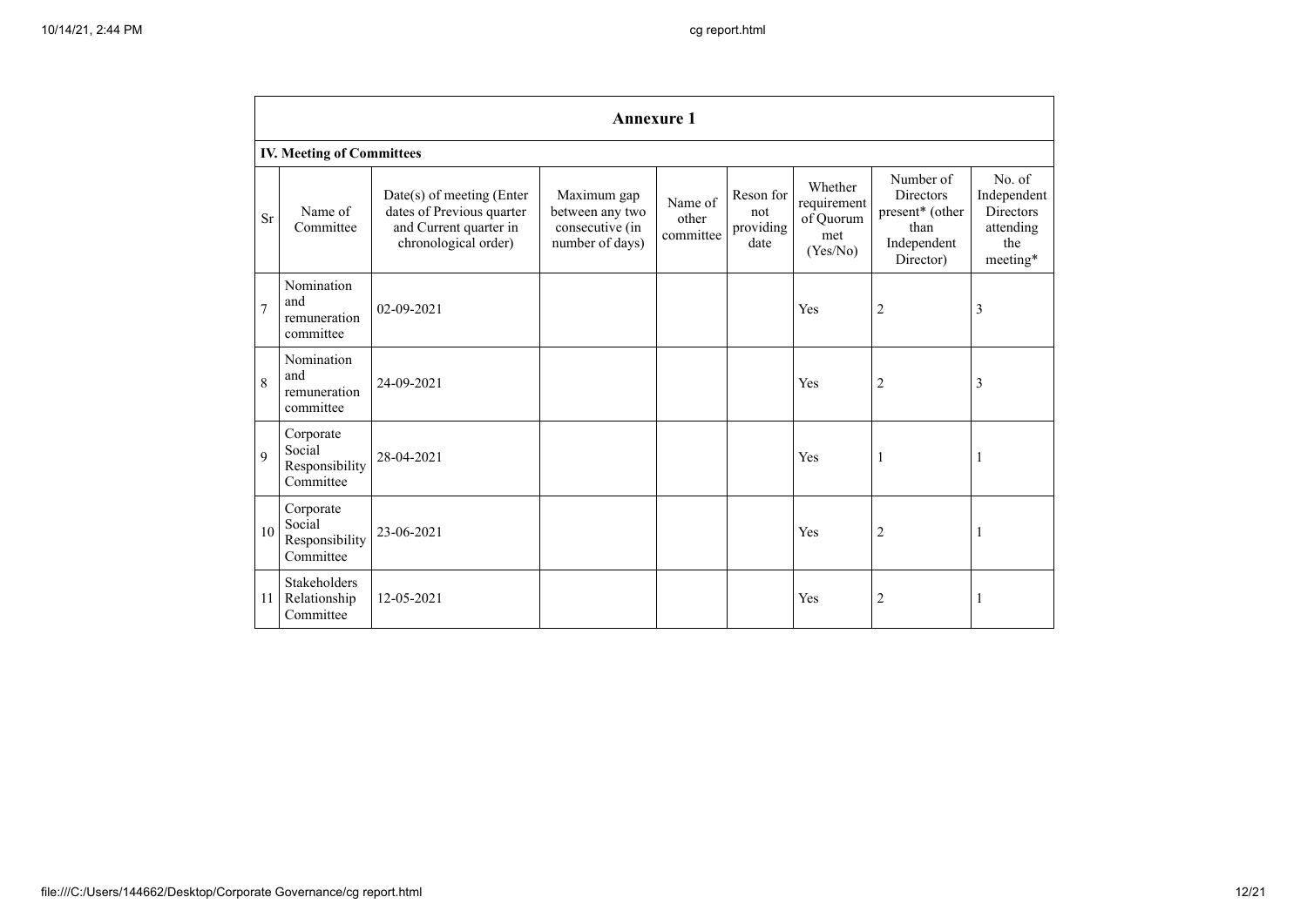## Annexure 1

### IV. Meeting of Committees

| Sr | Name of Committee | Date(s) of meeting (Enter dates of Previous quarter and Current quarter in chronological order) | Maximum gap between any two consecutive (in number of days) | Name of other committee | Reson for not providing date | Whether requirement of Quorum met (Yes/No) | Number of Directors present* (other than Independent Director) | No. of Independent Directors attending the meeting* |
|---|---|---|---|---|---|---|---|---|
| 7 | Nomination and remuneration committee | 02-09-2021 | | | | Yes | 2 | 3 |
| 8 | Nomination and remuneration committee | 24-09-2021 | | | | Yes | 2 | 3 |
| 9 | Corporate Social Responsibility Committee | 28-04-2021 | | | | Yes | 1 | 1 |
| 10 | Corporate Social Responsibility Committee | 23-06-2021 | | | | Yes | 2 | 1 |
| 11 | Stakeholders Relationship Committee | 12-05-2021 | | | | Yes | 2 | 1 |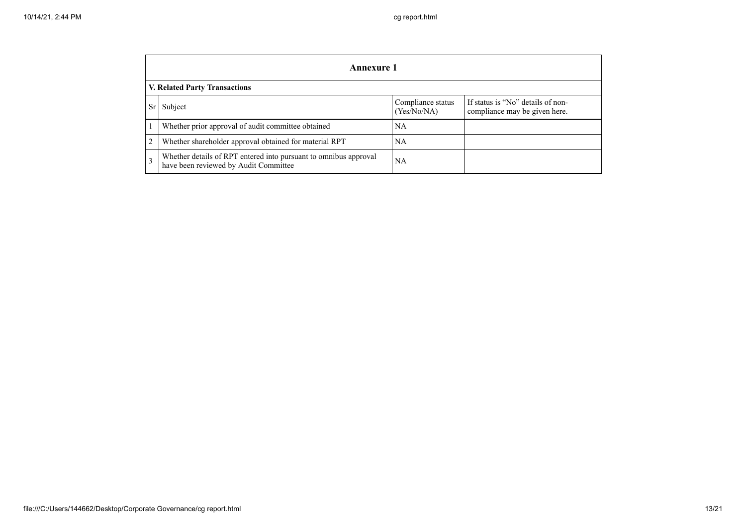## Annexure 1

### V. Related Party Transactions

| Sr | Subject | Compliance status (Yes/No/NA) | If status is "No" details of non-compliance may be given here. |
|---|---|---|---|
| 1 | Whether prior approval of audit committee obtained | NA | |
| 2 | Whether shareholder approval obtained for material RPT | NA | |
| 3 | Whether details of RPT entered into pursuant to omnibus approval have been reviewed by Audit Committee | NA | |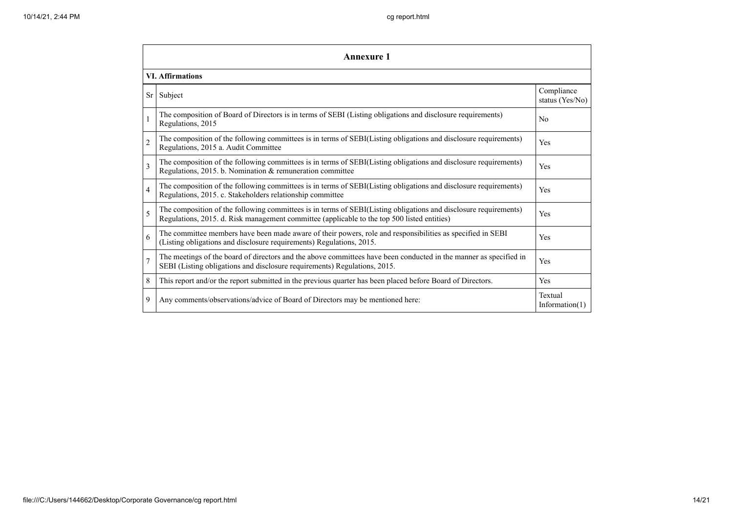## Annexure 1

**VI. Affirmations**

| Sr | Subject | Compliance status (Yes/No) |
|---|---|---|
| 1 | The composition of Board of Directors is in terms of SEBI (Listing obligations and disclosure requirements) Regulations, 2015 | No |
| 2 | The composition of the following committees is in terms of SEBI(Listing obligations and disclosure requirements) Regulations, 2015 a. Audit Committee | Yes |
| 3 | The composition of the following committees is in terms of SEBI(Listing obligations and disclosure requirements) Regulations, 2015. b. Nomination & remuneration committee | Yes |
| 4 | The composition of the following committees is in terms of SEBI(Listing obligations and disclosure requirements) Regulations, 2015. c. Stakeholders relationship committee | Yes |
| 5 | The composition of the following committees is in terms of SEBI(Listing obligations and disclosure requirements) Regulations, 2015. d. Risk management committee (applicable to the top 500 listed entities) | Yes |
| 6 | The committee members have been made aware of their powers, role and responsibilities as specified in SEBI (Listing obligations and disclosure requirements) Regulations, 2015. | Yes |
| 7 | The meetings of the board of directors and the above committees have been conducted in the manner as specified in SEBI (Listing obligations and disclosure requirements) Regulations, 2015. | Yes |
| 8 | This report and/or the report submitted in the previous quarter has been placed before Board of Directors. | Yes |
| 9 | Any comments/observations/advice of Board of Directors may be mentioned here: | Textual Information(1) |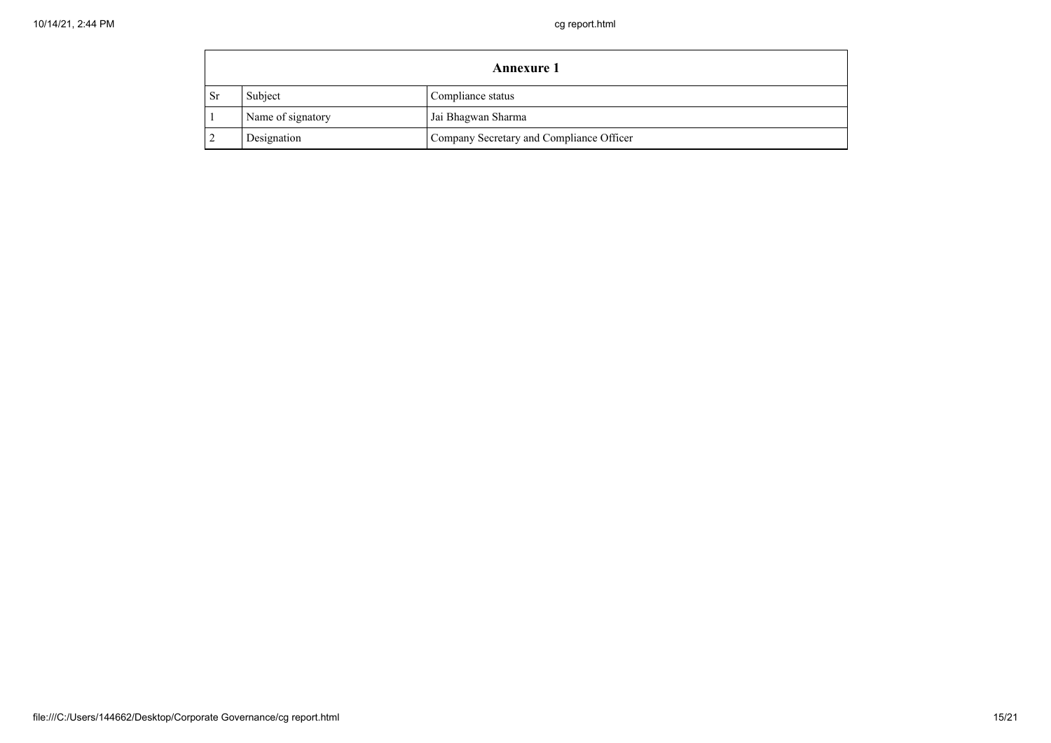| Annexure 1 | | |
|---|---|---|
| Sr | Subject | Compliance status |
| 1 | Name of signatory | Jai Bhagwan Sharma |
| 2 | Designation | Company Secretary and Compliance Officer |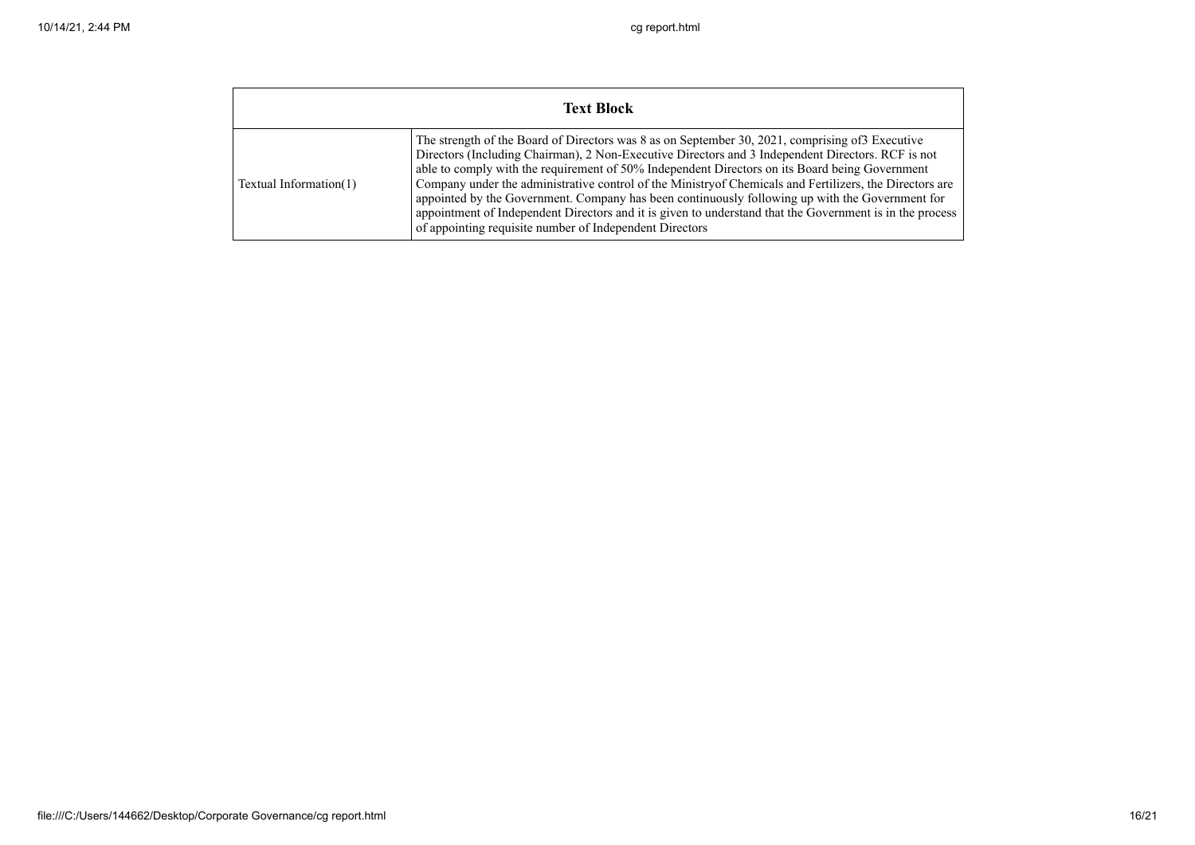| Text Block | |
|---|---|
| Textual Information(1) | The strength of the Board of Directors was 8 as on September 30, 2021, comprising of3 Executive Directors (Including Chairman), 2 Non-Executive Directors and 3 Independent Directors. RCF is not able to comply with the requirement of 50% Independent Directors on its Board being Government Company under the administrative control of the Ministryof Chemicals and Fertilizers, the Directors are appointed by the Government. Company has been continuously following up with the Government for appointment of Independent Directors and it is given to understand that the Government is in the process of appointing requisite number of Independent Directors |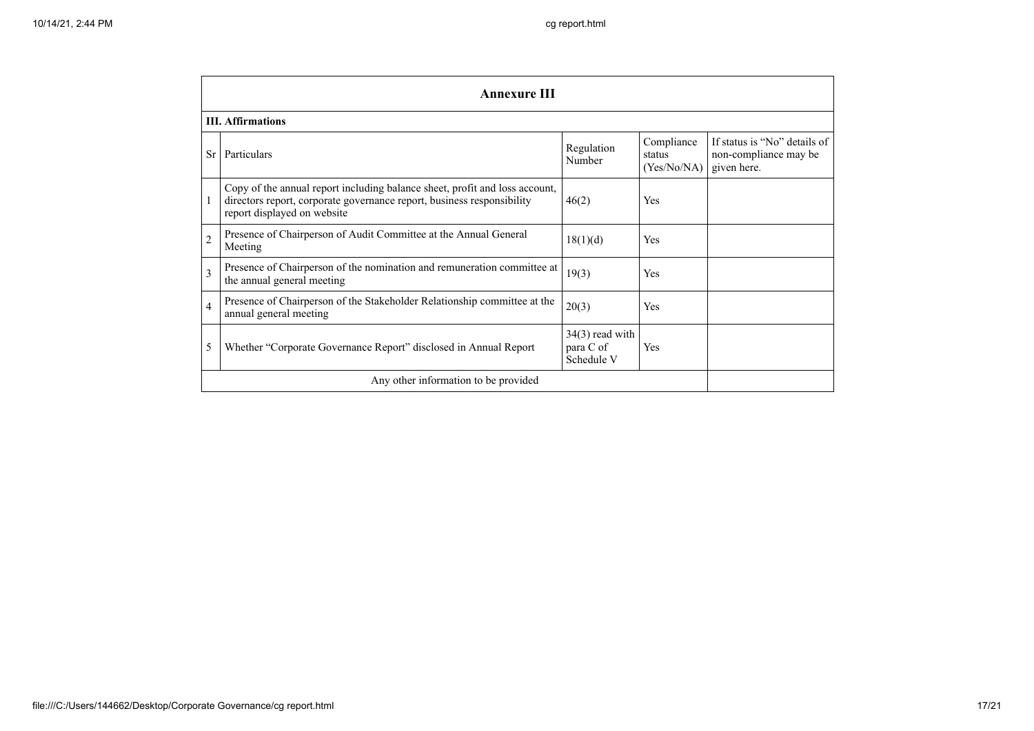| Annexure III | | | | |
|---|---|---|---|---|
| **III. Affirmations** | | | | |
| Sr | Particulars | Regulation Number | Compliance status (Yes/No/NA) | If status is "No" details of non-compliance may be given here. |
| 1 | Copy of the annual report including balance sheet, profit and loss account, directors report, corporate governance report, business responsibility report displayed on website | 46(2) | Yes | |
| 2 | Presence of Chairperson of Audit Committee at the Annual General Meeting | 18(1)(d) | Yes | |
| 3 | Presence of Chairperson of the nomination and remuneration committee at the annual general meeting | 19(3) | Yes | |
| 4 | Presence of Chairperson of the Stakeholder Relationship committee at the annual general meeting | 20(3) | Yes | |
| 5 | Whether "Corporate Governance Report" disclosed in Annual Report | 34(3) read with para C of Schedule V | Yes | |
| | Any other information to be provided | | | |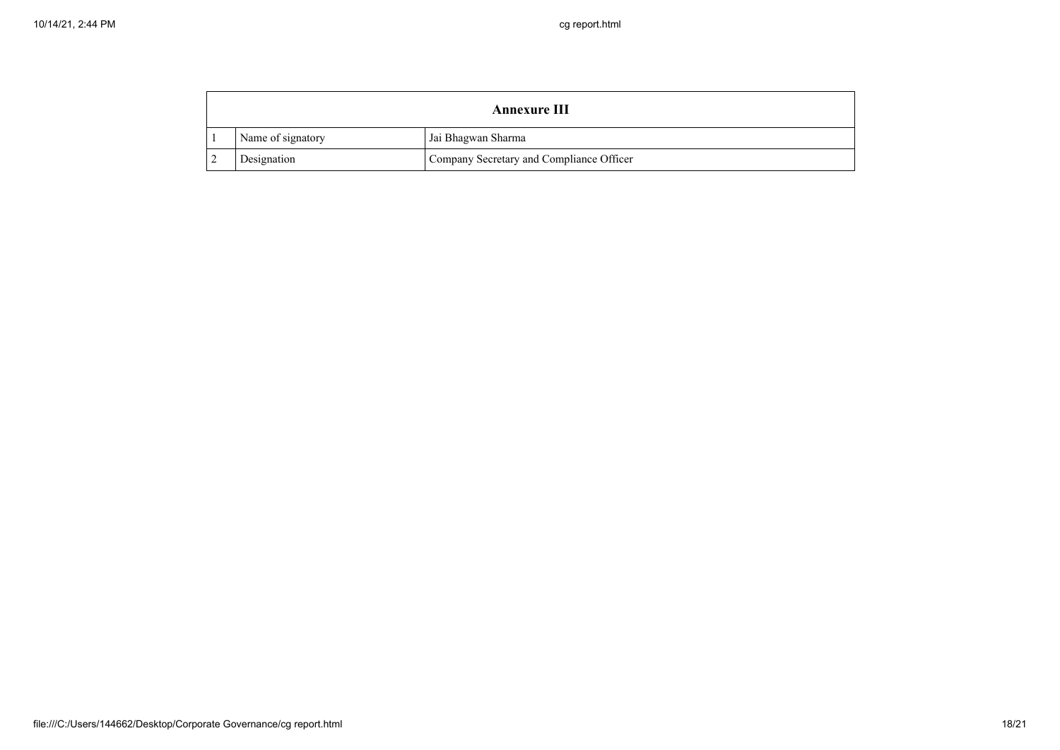| Annexure III | | |
|---|---|---|
| 1 | Name of signatory | Jai Bhagwan Sharma |
| 2 | Designation | Company Secretary and Compliance Officer |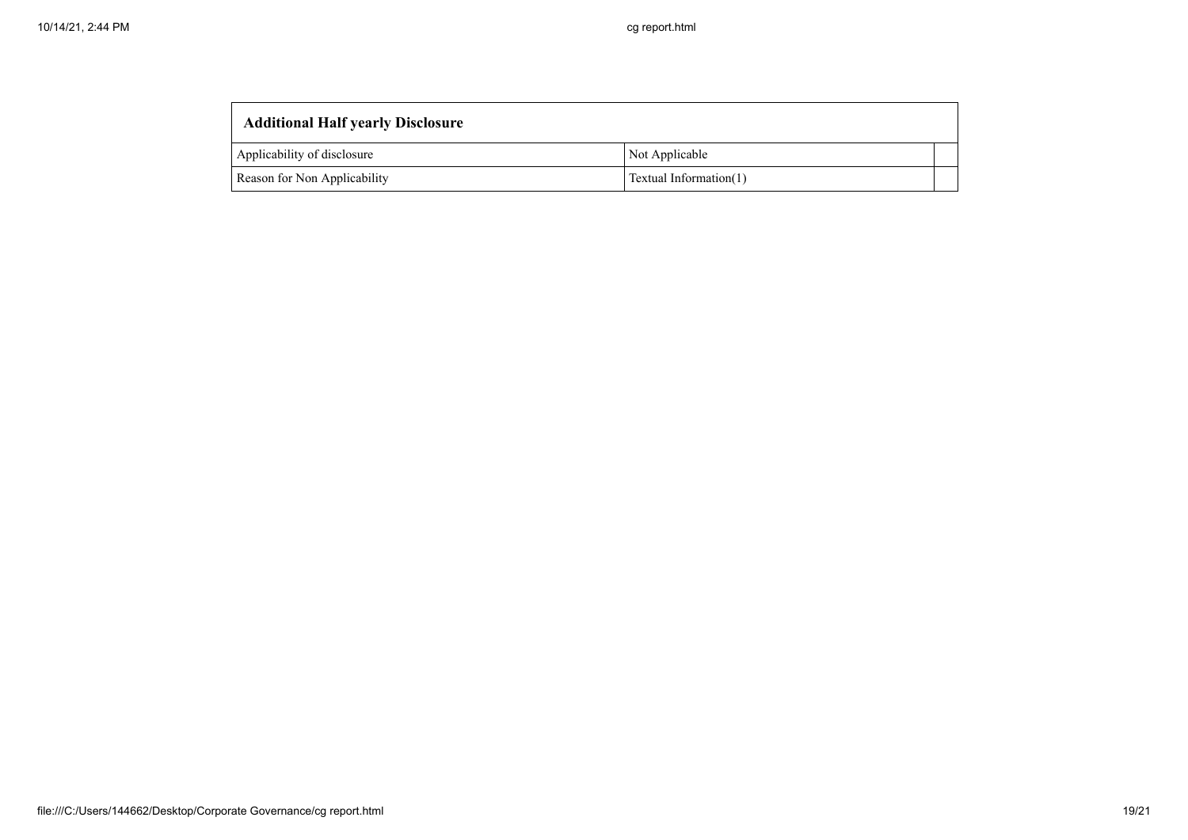| Additional Half yearly Disclosure | | |
|---|---|---|
| Applicability of disclosure | Not Applicable | |
| Reason for Non Applicability | Textual Information(1) | |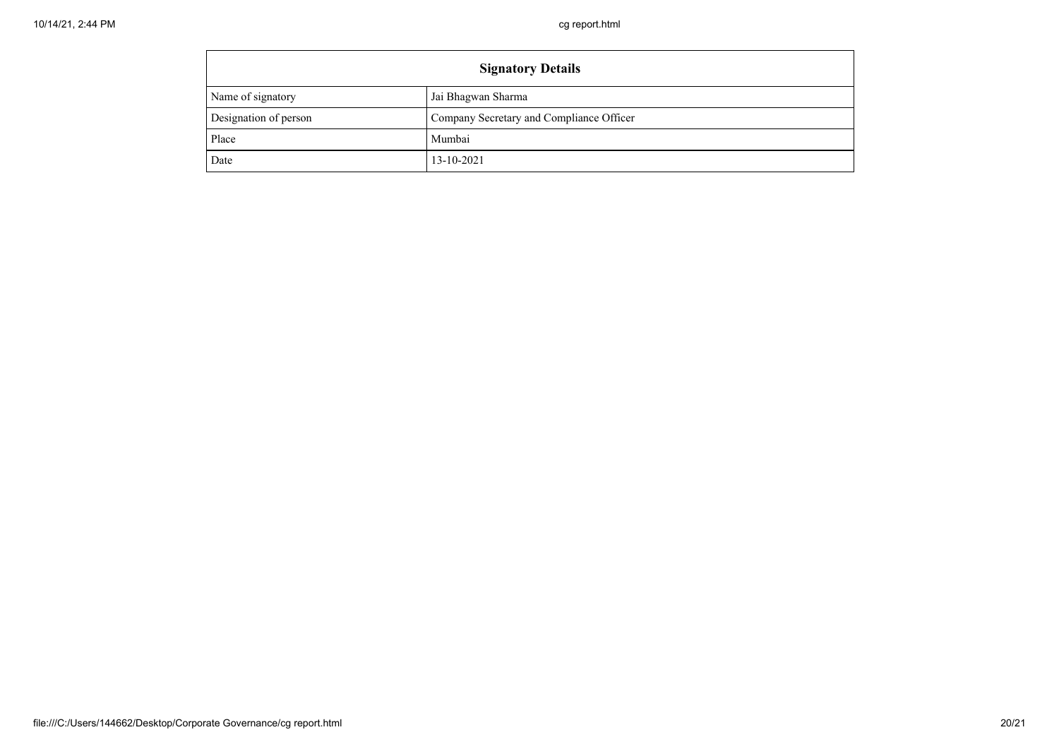| Signatory Details | |
|---|---|
| Name of signatory | Jai Bhagwan Sharma |
| Designation of person | Company Secretary and Compliance Officer |
| Place | Mumbai |
| Date | 13-10-2021 |